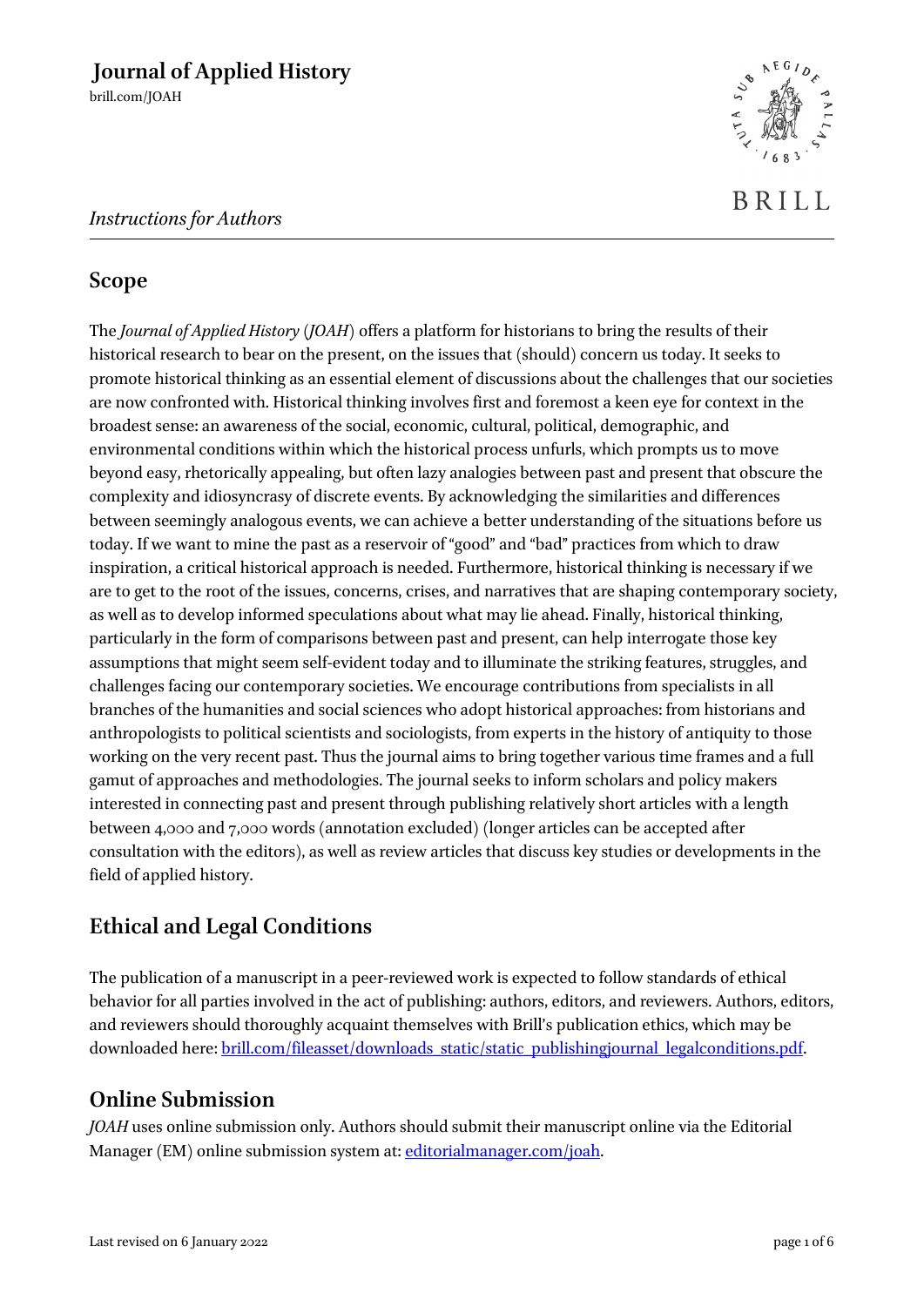# Journal of Applied History

brill.com/JOAH

*Instructions for Authors*

## Scope

The *Journal of Applied History* (*JOAH*) offers a platform for historians to bring the results of their historical research to bear on the present, on the issues that (should) concern us today. It seeks to promote historical thinking as an essential element of discussions about the challenges that our societies are now confronted with. Historical thinking involves first and foremost a keen eye for context in the broadest sense: an awareness of the social, economic, cultural, political, demographic, and environmental conditions within which the historical process unfurls, which prompts us to move beyond easy, rhetorically appealing, but often lazy analogies between past and present that obscure the complexity and idiosyncrasy of discrete events. By acknowledging the similarities and differences between seemingly analogous events, we can achieve a better understanding of the situations before us today. If we want to mine the past as a reservoir of "good" and "bad" practices from which to draw inspiration, a critical historical approach is needed. Furthermore, historical thinking is necessary if we are to get to the root of the issues, concerns, crises, and narratives that are shaping contemporary society, as well as to develop informed speculations about what may lie ahead. Finally, historical thinking, particularly in the form of comparisons between past and present, can help interrogate those key assumptions that might seem self-evident today and to illuminate the striking features, struggles, and challenges facing our contemporary societies. We encourage contributions from specialists in all branches of the humanities and social sciences who adopt historical approaches: from historians and anthropologists to political scientists and sociologists, from experts in the history of antiquity to those working on the very recent past. Thus the journal aims to bring together various time frames and a full gamut of approaches and methodologies. The journal seeks to inform scholars and policy makers interested in connecting past and present through publishing relatively short articles with a length between 4,000 and 7,000 words (annotation excluded) (longer articles can be accepted after consultation with the editors), as well as review articles that discuss key studies or developments in the field of applied history.

## Ethical and Legal Conditions

The publication of a manuscript in a peer-reviewed work is expected to follow standards of ethical behavior for all parties involved in the act of publishing: authors, editors, and reviewers. Authors, editors, and reviewers should thoroughly acquaint themselves with Brill's publication ethics, which may be downloaded here: [brill.com/fileasset/downloads_static/static_publishingjournal_legalconditions.pdf](brill.com/fileasset/downloads_static/static_publishingjournal_legalconditions.pdf).

## Online Submission

*JOAH* uses online submission only. Authors should submit their manuscript online via the Editorial Manager (EM) online submission system at: [editorialmanager.com/joah](editorialmanager.com/joah).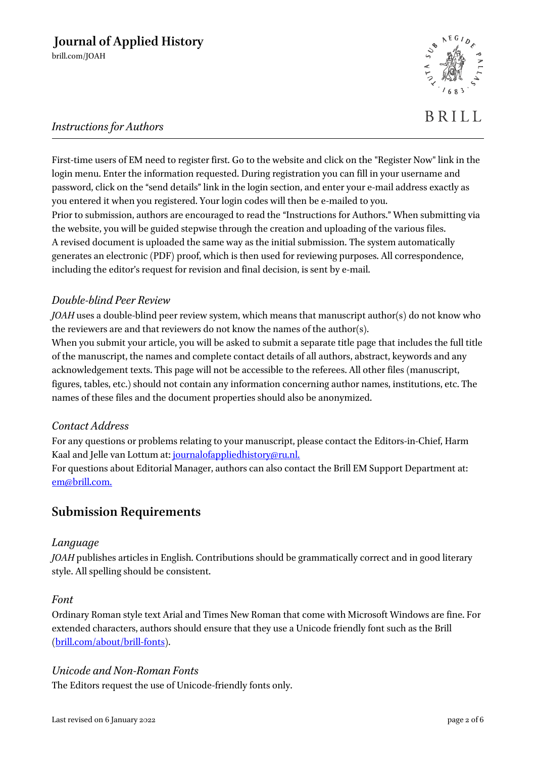First-time users of EM need to register first. Go to the website and click on the "Register Now" link in the login menu. Enter the information requested. During registration you can fill in your username and password, click on the "send details" link in the login section, and enter your e-mail address exactly as you entered it when you registered. Your login codes will then be e-mailed to you.
Prior to submission, authors are encouraged to read the "Instructions for Authors." When submitting via the website, you will be guided stepwise through the creation and uploading of the various files.
A revised document is uploaded the same way as the initial submission. The system automatically generates an electronic (PDF) proof, which is then used for reviewing purposes. All correspondence, including the editor's request for revision and final decision, is sent by e-mail.

### *Double-blind Peer Review*

*JOAH* uses a double-blind peer review system, which means that manuscript author(s) do not know who the reviewers are and that reviewers do not know the names of the author(s).
When you submit your article, you will be asked to submit a separate title page that includes the full title of the manuscript, the names and complete contact details of all authors, abstract, keywords and any acknowledgement texts. This page will not be accessible to the referees. All other files (manuscript, figures, tables, etc.) should not contain any information concerning author names, institutions, etc. The names of these files and the document properties should also be anonymized.

### *Contact Address*

For any questions or problems relating to your manuscript, please contact the Editors-in-Chief, Harm Kaal and Jelle van Lottum at: journalofappliedhistory@ru.nl.
For questions about Editorial Manager, authors can also contact the Brill EM Support Department at: em@brill.com.

## Submission Requirements

### *Language*

*JOAH* publishes articles in English. Contributions should be grammatically correct and in good literary style. All spelling should be consistent.

### *Font*

Ordinary Roman style text Arial and Times New Roman that come with Microsoft Windows are fine. For extended characters, authors should ensure that they use a Unicode friendly font such as the Brill (brill.com/about/brill-fonts).

### *Unicode and Non-Roman Fonts*

The Editors request the use of Unicode-friendly fonts only.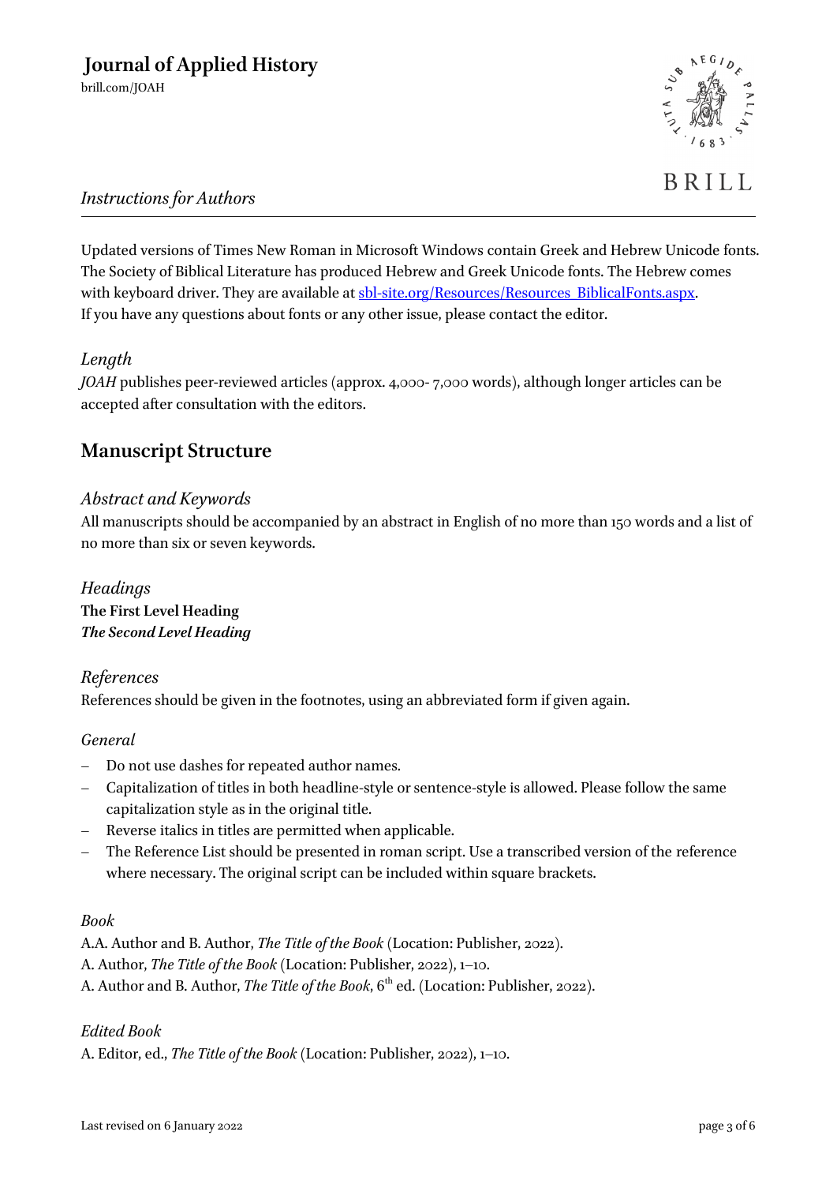Updated versions of Times New Roman in Microsoft Windows contain Greek and Hebrew Unicode fonts. The Society of Biblical Literature has produced Hebrew and Greek Unicode fonts. The Hebrew comes with keyboard driver. They are available at [sbl-site.org/Resources/Resources_BiblicalFonts.aspx](sbl-site.org/Resources/Resources_BiblicalFonts.aspx). If you have any questions about fonts or any other issue, please contact the editor.

### *Length*

*JOAH* publishes peer-reviewed articles (approx. 4,000- 7,000 words), although longer articles can be accepted after consultation with the editors.

## Manuscript Structure

### *Abstract and Keywords*

All manuscripts should be accompanied by an abstract in English of no more than 150 words and a list of no more than six or seven keywords.

### *Headings*

**The First Level Heading**
***The Second Level Heading***

### *References*

References should be given in the footnotes, using an abbreviated form if given again.

### *General*

- Do not use dashes for repeated author names.
- Capitalization of titles in both headline-style or sentence-style is allowed. Please follow the same capitalization style as in the original title.
- Reverse italics in titles are permitted when applicable.
- The Reference List should be presented in roman script. Use a transcribed version of the reference where necessary. The original script can be included within square brackets.

### *Book*

A.A. Author and B. Author, *The Title of the Book* (Location: Publisher, 2022).
A. Author, *The Title of the Book* (Location: Publisher, 2022), 1–10.
A. Author and B. Author, *The Title of the Book*, 6th ed. (Location: Publisher, 2022).

### *Edited Book*

A. Editor, ed., *The Title of the Book* (Location: Publisher, 2022), 1–10.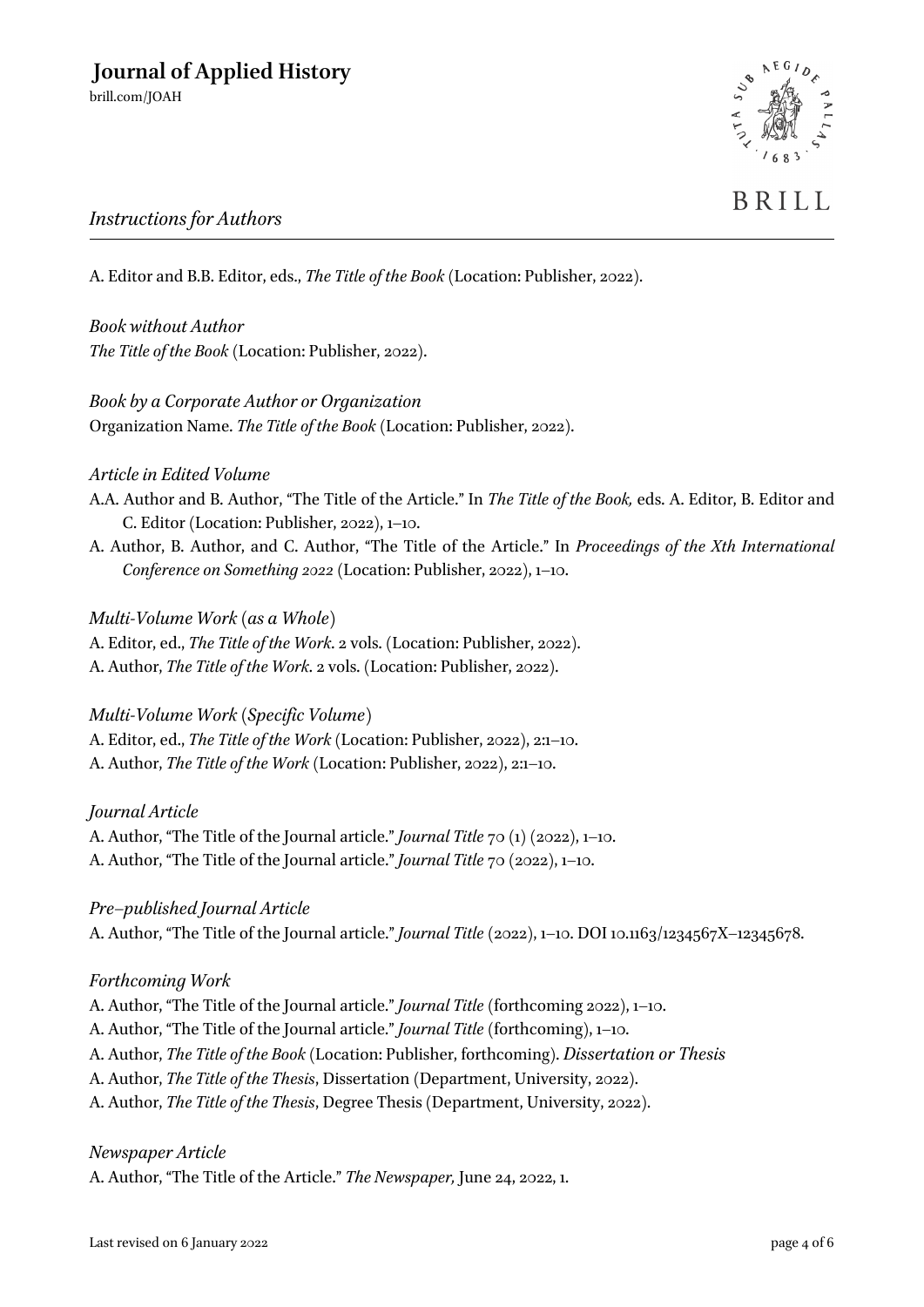A. Editor and B.B. Editor, eds., *The Title of the Book* (Location: Publisher, 2022).

*Book without Author*

*The Title of the Book* (Location: Publisher, 2022).

*Book by a Corporate Author or Organization*

Organization Name. *The Title of the Book* (Location: Publisher, 2022).

*Article in Edited Volume*

A.A. Author and B. Author, "The Title of the Article." In *The Title of the Book,* eds. A. Editor, B. Editor and C. Editor (Location: Publisher, 2022), 1–10.

A. Author, B. Author, and C. Author, "The Title of the Article." In *Proceedings of the Xth International Conference on Something 2022* (Location: Publisher, 2022), 1–10.

*Multi-Volume Work (as a Whole)*

A. Editor, ed., *The Title of the Work*. 2 vols. (Location: Publisher, 2022).

A. Author, *The Title of the Work*. 2 vols. (Location: Publisher, 2022).

*Multi-Volume Work (Specific Volume)*

A. Editor, ed., *The Title of the Work* (Location: Publisher, 2022), 2:1–10.

A. Author, *The Title of the Work* (Location: Publisher, 2022), 2:1–10.

*Journal Article*

A. Author, "The Title of the Journal article." *Journal Title* 70 (1) (2022), 1–10.

A. Author, "The Title of the Journal article." *Journal Title* 70 (2022), 1–10.

*Pre–published Journal Article*

A. Author, "The Title of the Journal article." *Journal Title* (2022), 1–10. DOI 10.1163/1234567X–12345678.

*Forthcoming Work*

A. Author, "The Title of the Journal article." *Journal Title* (forthcoming 2022), 1–10.

A. Author, "The Title of the Journal article." *Journal Title* (forthcoming), 1–10.

A. Author, *The Title of the Book* (Location: Publisher, forthcoming).

*Dissertation or Thesis*

A. Author, *The Title of the Thesis*, Dissertation (Department, University, 2022).

A. Author, *The Title of the Thesis*, Degree Thesis (Department, University, 2022).

*Newspaper Article*

A. Author, "The Title of the Article." *The Newspaper,* June 24, 2022, 1.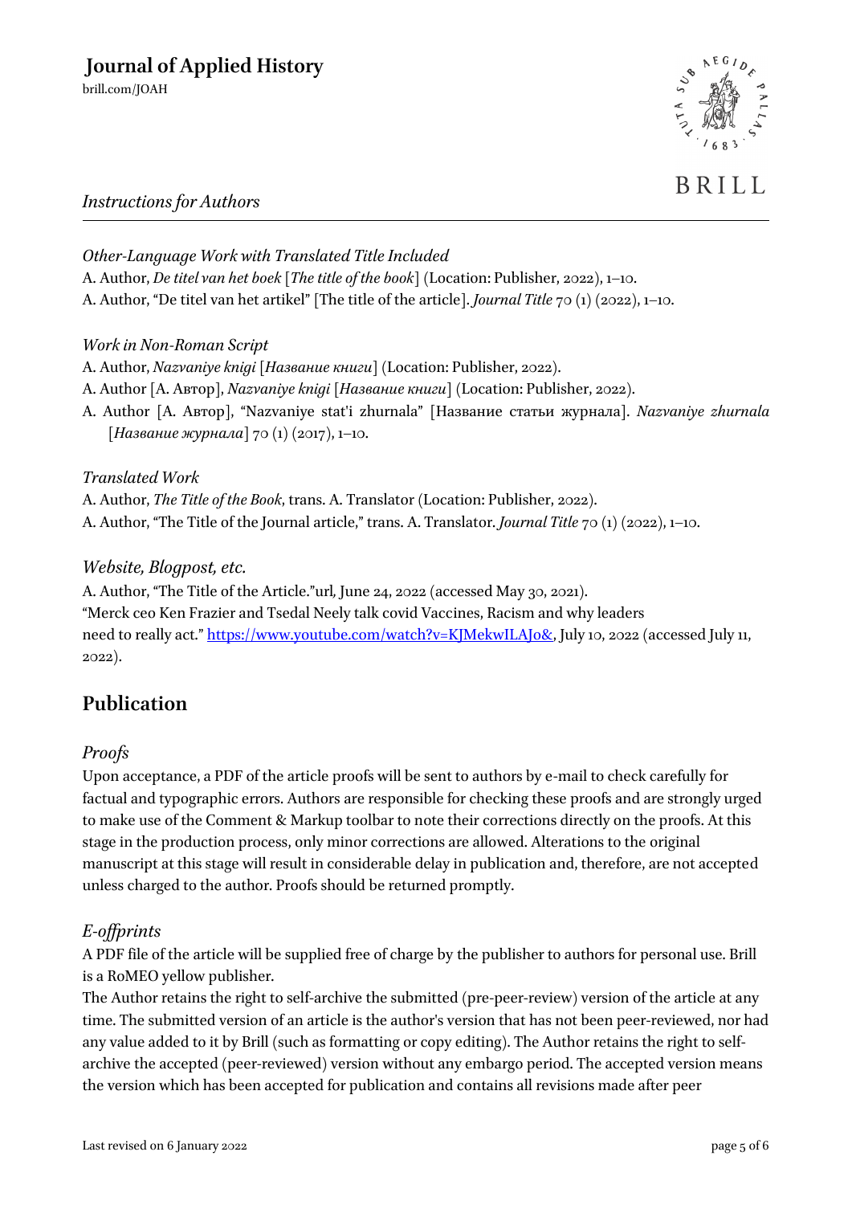*Other-Language Work with Translated Title Included*

A. Author, *De titel van het boek* [*The title of the book*] (Location: Publisher, 2022), 1–10.

A. Author, "De titel van het artikel" [The title of the article]. *Journal Title* 70 (1) (2022), 1–10.

*Work in Non-Roman Script*

A. Author, *Nazvaniye knigi* [*Название книги*] (Location: Publisher, 2022).

A. Author [A. Автор], *Nazvaniye knigi* [*Название книги*] (Location: Publisher, 2022).

A. Author [A. Автор], "Nazvaniye stat'i zhurnala" [Название статьи журнала]. *Nazvaniye zhurnala* [*Название журнала*] 70 (1) (2017), 1–10.

*Translated Work*

A. Author, *The Title of the Book*, trans. A. Translator (Location: Publisher, 2022).

A. Author, "The Title of the Journal article," trans. A. Translator. *Journal Title* 70 (1) (2022), 1–10.

*Website, Blogpost, etc.*

A. Author, "The Title of the Article."url*,* June 24, 2022 (accessed May 30, 2021).

"Merck ceo Ken Frazier and Tsedal Neely talk covid Vaccines, Racism and why leaders need to really act." https://www.youtube.com/watch?v=KJMekwILAJo&, July 10, 2022 (accessed July 11, 2022).

## Publication

### *Proofs*

Upon acceptance, a PDF of the article proofs will be sent to authors by e-mail to check carefully for factual and typographic errors. Authors are responsible for checking these proofs and are strongly urged to make use of the Comment & Markup toolbar to note their corrections directly on the proofs. At this stage in the production process, only minor corrections are allowed. Alterations to the original manuscript at this stage will result in considerable delay in publication and, therefore, are not accepted unless charged to the author. Proofs should be returned promptly.

### *E-offprints*

A PDF file of the article will be supplied free of charge by the publisher to authors for personal use. Brill is a RoMEO yellow publisher.

The Author retains the right to self-archive the submitted (pre-peer-review) version of the article at any time. The submitted version of an article is the author's version that has not been peer-reviewed, nor had any value added to it by Brill (such as formatting or copy editing). The Author retains the right to self-archive the accepted (peer-reviewed) version without any embargo period. The accepted version means the version which has been accepted for publication and contains all revisions made after peer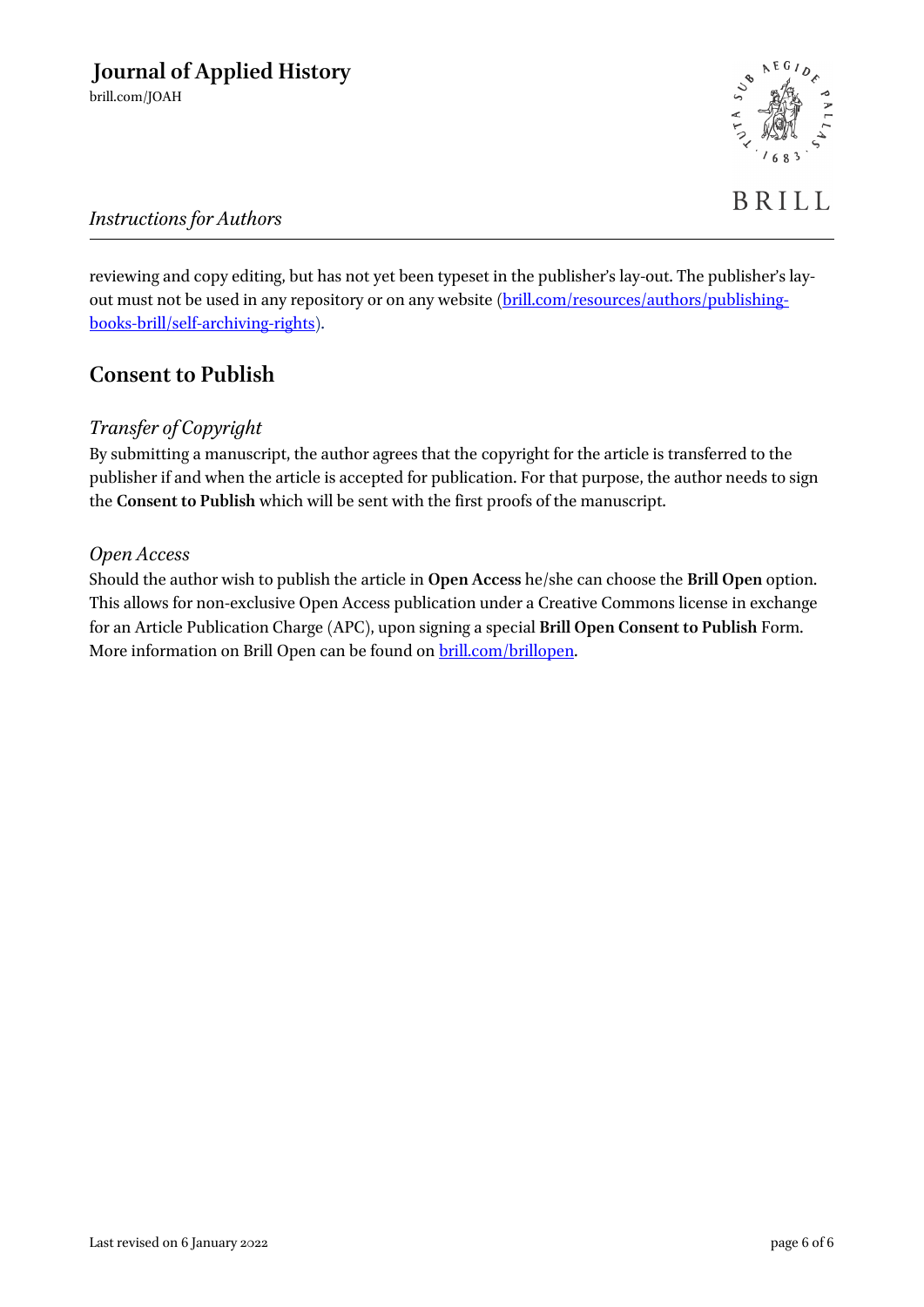reviewing and copy editing, but has not yet been typeset in the publisher's lay-out. The publisher's lay-out must not be used in any repository or on any website (brill.com/resources/authors/publishing-books-brill/self-archiving-rights).

## Consent to Publish

### *Transfer of Copyright*

By submitting a manuscript, the author agrees that the copyright for the article is transferred to the publisher if and when the article is accepted for publication. For that purpose, the author needs to sign the **Consent to Publish** which will be sent with the first proofs of the manuscript.

### *Open Access*

Should the author wish to publish the article in **Open Access** he/she can choose the **Brill Open** option. This allows for non-exclusive Open Access publication under a Creative Commons license in exchange for an Article Publication Charge (APC), upon signing a special **Brill Open Consent to Publish** Form. More information on Brill Open can be found on brill.com/brillopen.